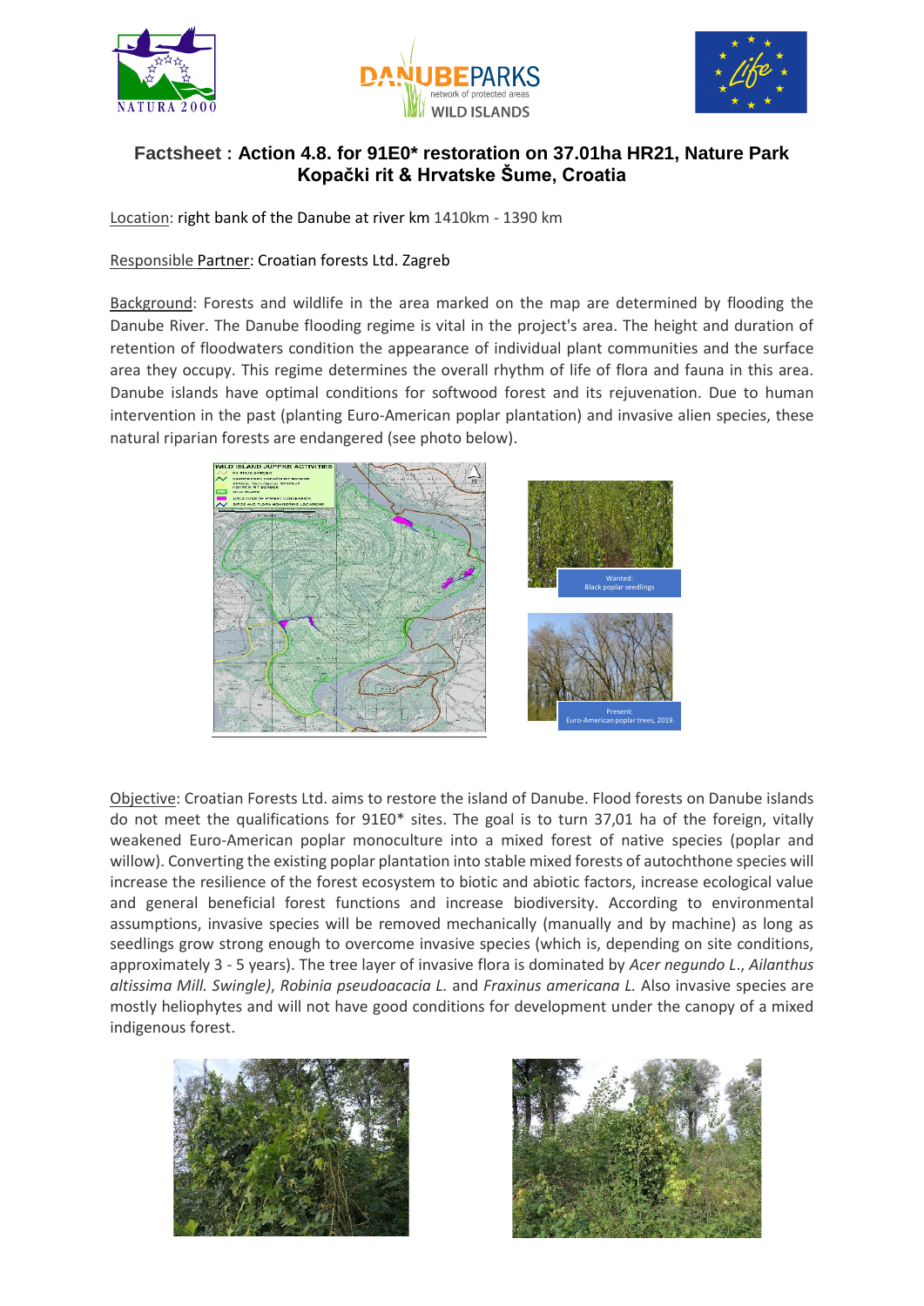# Factsheet : Action 4.8. for 91E0* restoration on 37.01ha HR21, Nature Park Kopački rit & Hrvatske Šume, Croatia

Location: right bank of the Danube at river km 1410km - 1390 km

Responsible Partner: Croatian forests Ltd. Zagreb

Background: Forests and wildlife in the area marked on the map are determined by flooding the Danube River. The Danube flooding regime is vital in the project's area. The height and duration of retention of floodwaters condition the appearance of individual plant communities and the surface area they occupy. This regime determines the overall rhythm of life of flora and fauna in this area. Danube islands have optimal conditions for softwood forest and its rejuvenation. Due to human intervention in the past (planting Euro-American poplar plantation) and invasive alien species, these natural riparian forests are endangered (see photo below).

Wanted: Black poplar seedlings

Present: Euro-American poplar trees, 2019.

Objective: Croatian Forests Ltd. aims to restore the island of Danube. Flood forests on Danube islands do not meet the qualifications for 91E0* sites. The goal is to turn 37,01 ha of the foreign, vitally weakened Euro-American poplar monoculture into a mixed forest of native species (poplar and willow). Converting the existing poplar plantation into stable mixed forests of autochthone species will increase the resilience of the forest ecosystem to biotic and abiotic factors, increase ecological value and general beneficial forest functions and increase biodiversity. According to environmental assumptions, invasive species will be removed mechanically (manually and by machine) as long as seedlings grow strong enough to overcome invasive species (which is, depending on site conditions, approximately 3 - 5 years). The tree layer of invasive flora is dominated by *Acer negundo L.*, *Ailanthus altissima Mill. Swingle)*, *Robinia pseudoacacia L.* and *Fraxinus americana L.* Also invasive species are mostly heliophytes and will not have good conditions for development under the canopy of a mixed indigenous forest.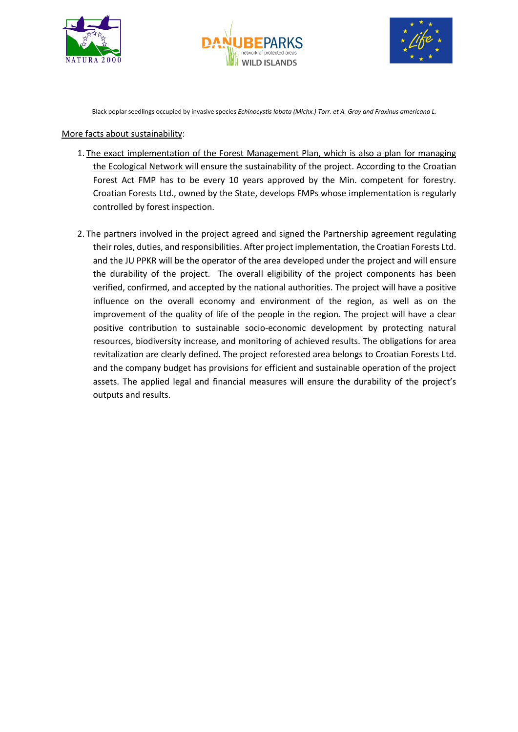Black poplar seedlings occupied by invasive species *Echinocystis lobata (Michx.) Torr. et A. Gray and Fraxinus americana L.*

More facts about sustainability:

1. The exact implementation of the Forest Management Plan, which is also a plan for managing the Ecological Network will ensure the sustainability of the project. According to the Croatian Forest Act FMP has to be every 10 years approved by the Min. competent for forestry. Croatian Forests Ltd., owned by the State, develops FMPs whose implementation is regularly controlled by forest inspection.

2. The partners involved in the project agreed and signed the Partnership agreement regulating their roles, duties, and responsibilities. After project implementation, the Croatian Forests Ltd. and the JU PPKR will be the operator of the area developed under the project and will ensure the durability of the project. The overall eligibility of the project components has been verified, confirmed, and accepted by the national authorities. The project will have a positive influence on the overall economy and environment of the region, as well as on the improvement of the quality of life of the people in the region. The project will have a clear positive contribution to sustainable socio-economic development by protecting natural resources, biodiversity increase, and monitoring of achieved results. The obligations for area revitalization are clearly defined. The project reforested area belongs to Croatian Forests Ltd. and the company budget has provisions for efficient and sustainable operation of the project assets. The applied legal and financial measures will ensure the durability of the project's outputs and results.